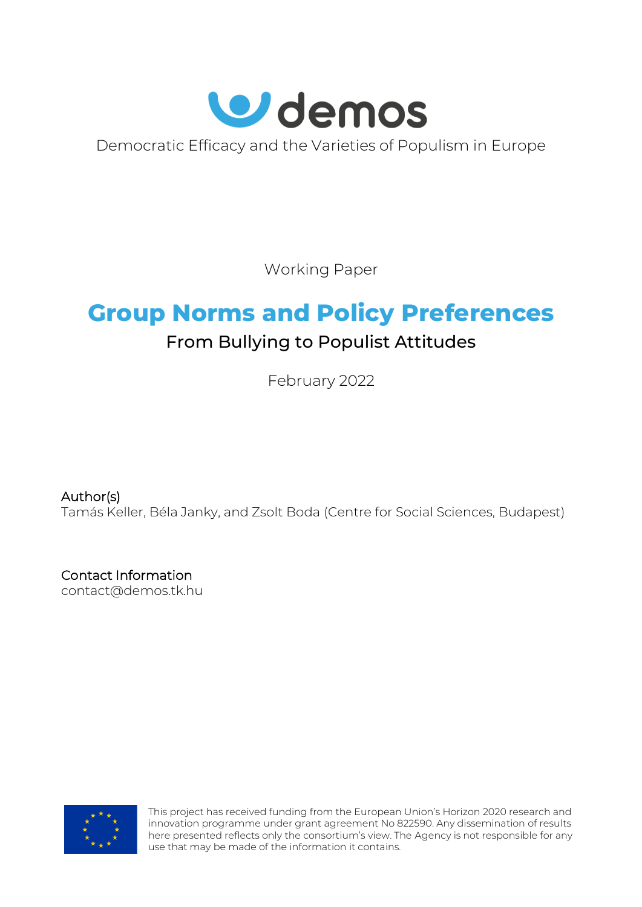demos

Democratic Efficacy and the Varieties of Populism in Europe

Working Paper

# Group Norms and Policy Preferences

## From Bullying to Populist Attitudes

February 2022

Author(s)
Tamás Keller, Béla Janky, and Zsolt Boda (Centre for Social Sciences, Budapest)

Contact Information
contact@demos.tk.hu

This project has received funding from the European Union's Horizon 2020 research and innovation programme under grant agreement No 822590. Any dissemination of results here presented reflects only the consortium's view. The Agency is not responsible for any use that may be made of the information it contains.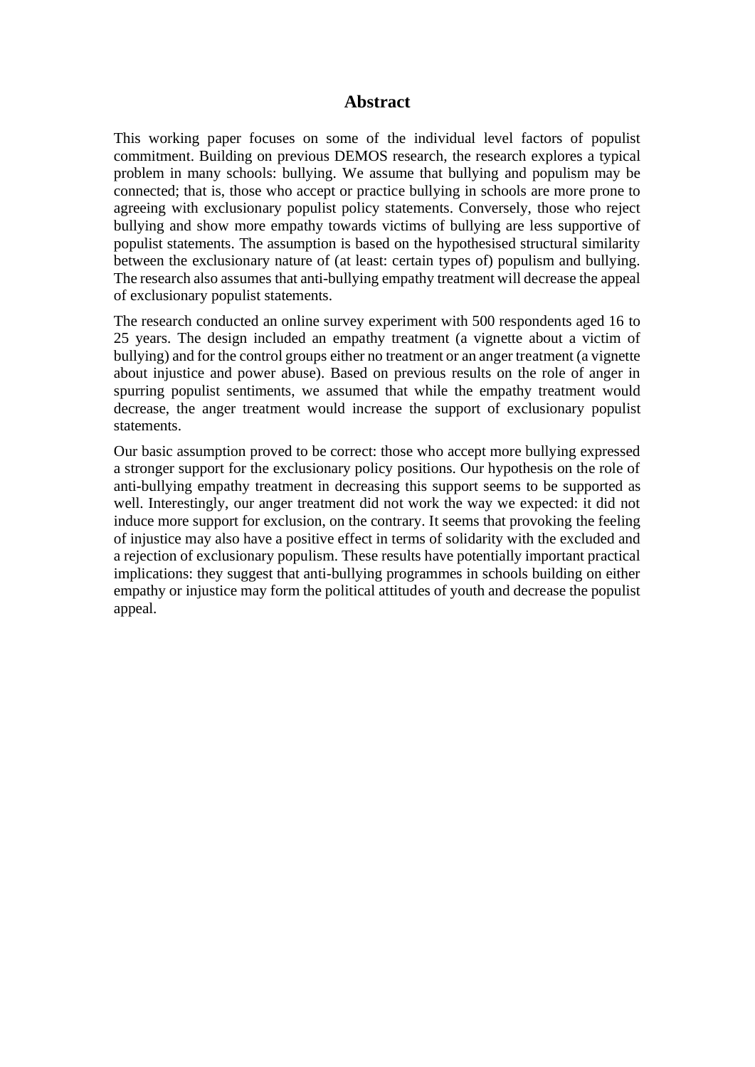# Abstract

This working paper focuses on some of the individual level factors of populist commitment. Building on previous DEMOS research, the research explores a typical problem in many schools: bullying. We assume that bullying and populism may be connected; that is, those who accept or practice bullying in schools are more prone to agreeing with exclusionary populist policy statements. Conversely, those who reject bullying and show more empathy towards victims of bullying are less supportive of populist statements. The assumption is based on the hypothesised structural similarity between the exclusionary nature of (at least: certain types of) populism and bullying. The research also assumes that anti-bullying empathy treatment will decrease the appeal of exclusionary populist statements.

The research conducted an online survey experiment with 500 respondents aged 16 to 25 years. The design included an empathy treatment (a vignette about a victim of bullying) and for the control groups either no treatment or an anger treatment (a vignette about injustice and power abuse). Based on previous results on the role of anger in spurring populist sentiments, we assumed that while the empathy treatment would decrease, the anger treatment would increase the support of exclusionary populist statements.

Our basic assumption proved to be correct: those who accept more bullying expressed a stronger support for the exclusionary policy positions. Our hypothesis on the role of anti-bullying empathy treatment in decreasing this support seems to be supported as well. Interestingly, our anger treatment did not work the way we expected: it did not induce more support for exclusion, on the contrary. It seems that provoking the feeling of injustice may also have a positive effect in terms of solidarity with the excluded and a rejection of exclusionary populism. These results have potentially important practical implications: they suggest that anti-bullying programmes in schools building on either empathy or injustice may form the political attitudes of youth and decrease the populist appeal.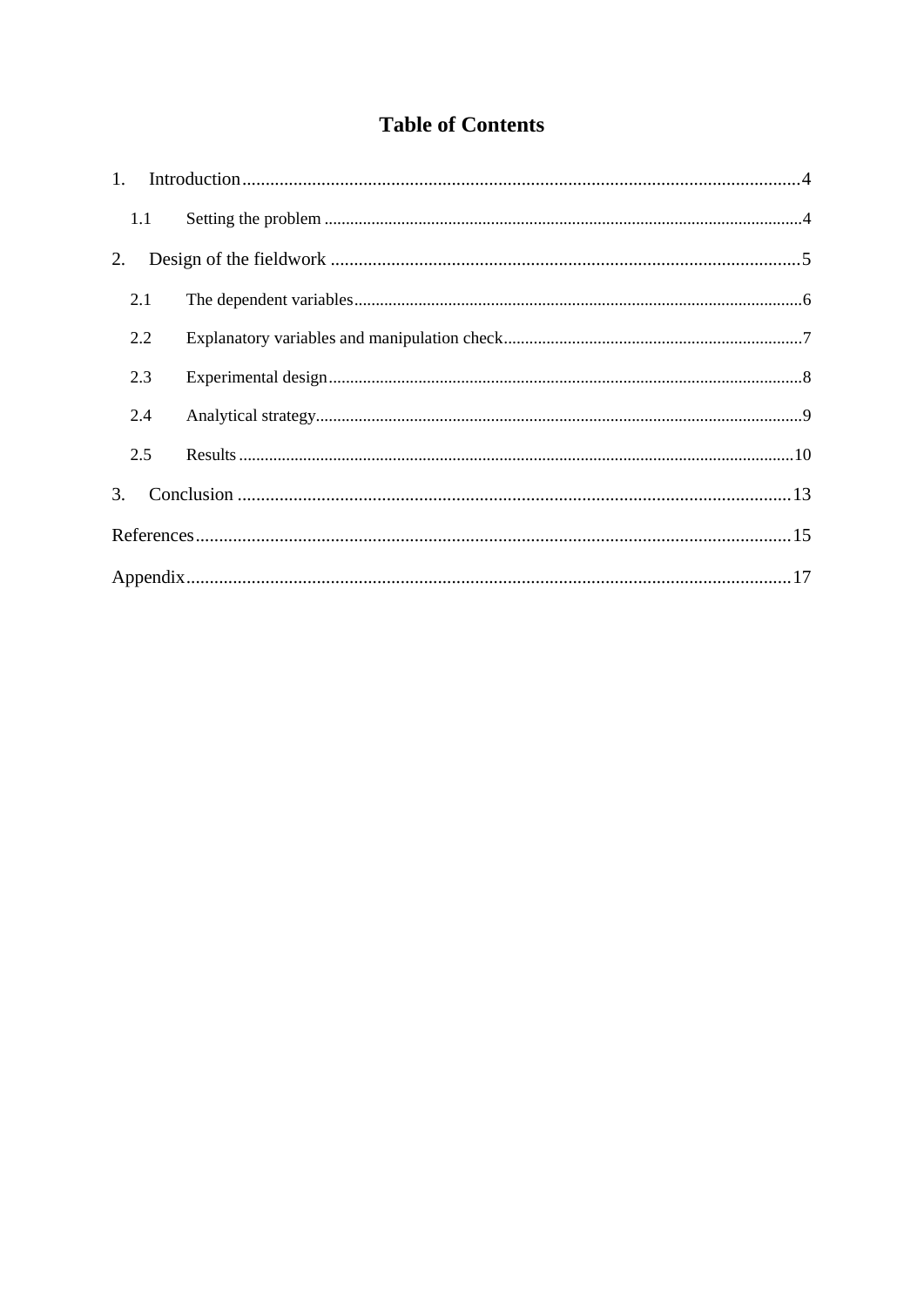# Table of Contents

1. Introduction....................................................................................................................4
   - 1.1 Setting the problem ..........................................................................................................4
2. Design of the fieldwork .....................................................................................................5
   - 2.1 The dependent variables....................................................................................................6
   - 2.2 Explanatory variables and manipulation check....................................................................7
   - 2.3 Experimental design..........................................................................................................8
   - 2.4 Analytical strategy.............................................................................................................9
   - 2.5 Results ............................................................................................................................10
3. Conclusion ......................................................................................................................13

References...............................................................................................................................15

Appendix.................................................................................................................................17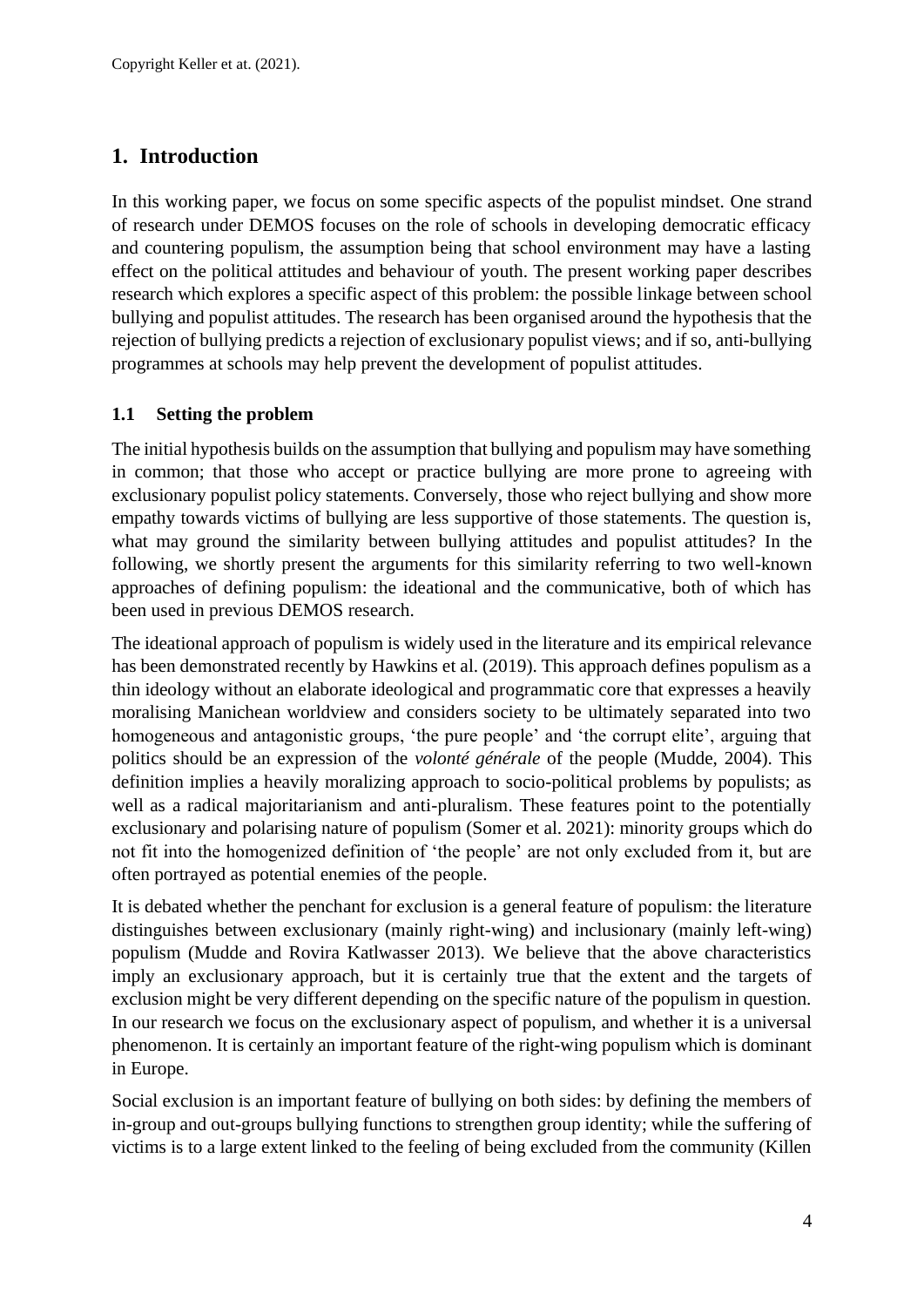# 1. Introduction

In this working paper, we focus on some specific aspects of the populist mindset. One strand of research under DEMOS focuses on the role of schools in developing democratic efficacy and countering populism, the assumption being that school environment may have a lasting effect on the political attitudes and behaviour of youth. The present working paper describes research which explores a specific aspect of this problem: the possible linkage between school bullying and populist attitudes. The research has been organised around the hypothesis that the rejection of bullying predicts a rejection of exclusionary populist views; and if so, anti-bullying programmes at schools may help prevent the development of populist attitudes.

## 1.1 Setting the problem

The initial hypothesis builds on the assumption that bullying and populism may have something in common; that those who accept or practice bullying are more prone to agreeing with exclusionary populist policy statements. Conversely, those who reject bullying and show more empathy towards victims of bullying are less supportive of those statements. The question is, what may ground the similarity between bullying attitudes and populist attitudes? In the following, we shortly present the arguments for this similarity referring to two well-known approaches of defining populism: the ideational and the communicative, both of which has been used in previous DEMOS research.

The ideational approach of populism is widely used in the literature and its empirical relevance has been demonstrated recently by Hawkins et al. (2019). This approach defines populism as a thin ideology without an elaborate ideological and programmatic core that expresses a heavily moralising Manichean worldview and considers society to be ultimately separated into two homogeneous and antagonistic groups, 'the pure people' and 'the corrupt elite', arguing that politics should be an expression of the *volonté générale* of the people (Mudde, 2004). This definition implies a heavily moralizing approach to socio-political problems by populists; as well as a radical majoritarianism and anti-pluralism. These features point to the potentially exclusionary and polarising nature of populism (Somer et al. 2021): minority groups which do not fit into the homogenized definition of 'the people' are not only excluded from it, but are often portrayed as potential enemies of the people.

It is debated whether the penchant for exclusion is a general feature of populism: the literature distinguishes between exclusionary (mainly right-wing) and inclusionary (mainly left-wing) populism (Mudde and Rovira Katlwasser 2013). We believe that the above characteristics imply an exclusionary approach, but it is certainly true that the extent and the targets of exclusion might be very different depending on the specific nature of the populism in question. In our research we focus on the exclusionary aspect of populism, and whether it is a universal phenomenon. It is certainly an important feature of the right-wing populism which is dominant in Europe.

Social exclusion is an important feature of bullying on both sides: by defining the members of in-group and out-groups bullying functions to strengthen group identity; while the suffering of victims is to a large extent linked to the feeling of being excluded from the community (Killen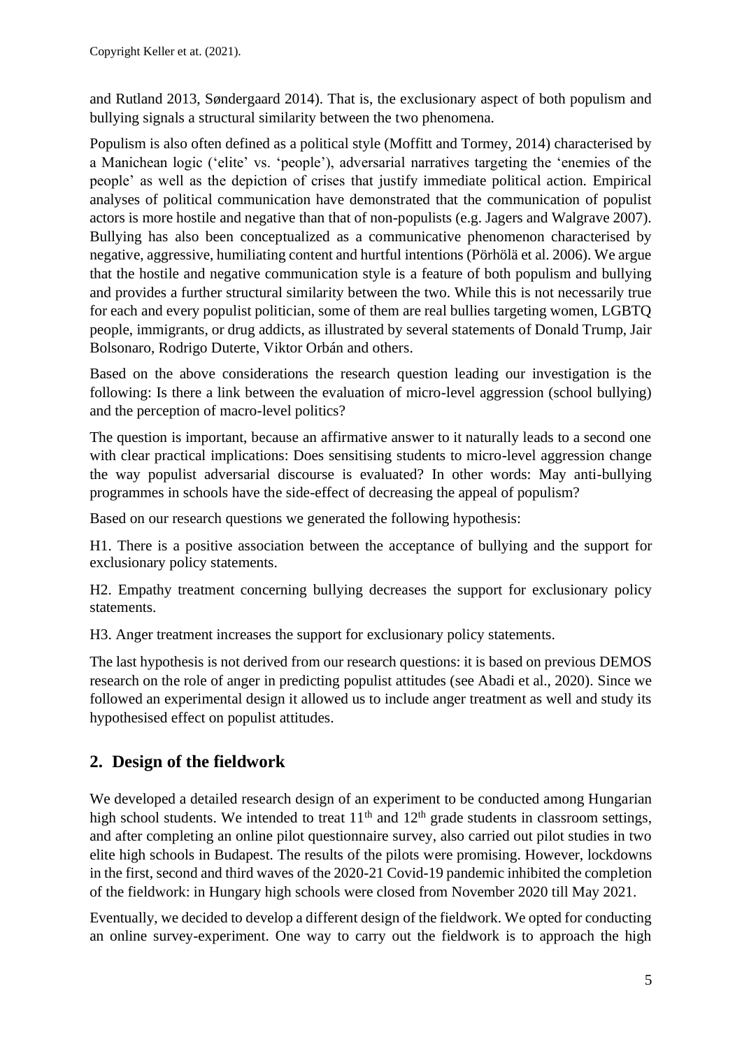and Rutland 2013, Søndergaard 2014). That is, the exclusionary aspect of both populism and bullying signals a structural similarity between the two phenomena.

Populism is also often defined as a political style (Moffitt and Tormey, 2014) characterised by a Manichean logic ('elite' vs. 'people'), adversarial narratives targeting the 'enemies of the people' as well as the depiction of crises that justify immediate political action. Empirical analyses of political communication have demonstrated that the communication of populist actors is more hostile and negative than that of non-populists (e.g. Jagers and Walgrave 2007). Bullying has also been conceptualized as a communicative phenomenon characterised by negative, aggressive, humiliating content and hurtful intentions (Pörhölä et al. 2006). We argue that the hostile and negative communication style is a feature of both populism and bullying and provides a further structural similarity between the two. While this is not necessarily true for each and every populist politician, some of them are real bullies targeting women, LGBTQ people, immigrants, or drug addicts, as illustrated by several statements of Donald Trump, Jair Bolsonaro, Rodrigo Duterte, Viktor Orbán and others.

Based on the above considerations the research question leading our investigation is the following: Is there a link between the evaluation of micro-level aggression (school bullying) and the perception of macro-level politics?

The question is important, because an affirmative answer to it naturally leads to a second one with clear practical implications: Does sensitising students to micro-level aggression change the way populist adversarial discourse is evaluated? In other words: May anti-bullying programmes in schools have the side-effect of decreasing the appeal of populism?

Based on our research questions we generated the following hypothesis:

H1. There is a positive association between the acceptance of bullying and the support for exclusionary policy statements.

H2. Empathy treatment concerning bullying decreases the support for exclusionary policy statements.

H3. Anger treatment increases the support for exclusionary policy statements.

The last hypothesis is not derived from our research questions: it is based on previous DEMOS research on the role of anger in predicting populist attitudes (see Abadi et al., 2020). Since we followed an experimental design it allowed us to include anger treatment as well and study its hypothesised effect on populist attitudes.

## 2. Design of the fieldwork

We developed a detailed research design of an experiment to be conducted among Hungarian high school students. We intended to treat 11th and 12th grade students in classroom settings, and after completing an online pilot questionnaire survey, also carried out pilot studies in two elite high schools in Budapest. The results of the pilots were promising. However, lockdowns in the first, second and third waves of the 2020-21 Covid-19 pandemic inhibited the completion of the fieldwork: in Hungary high schools were closed from November 2020 till May 2021.

Eventually, we decided to develop a different design of the fieldwork. We opted for conducting an online survey-experiment. One way to carry out the fieldwork is to approach the high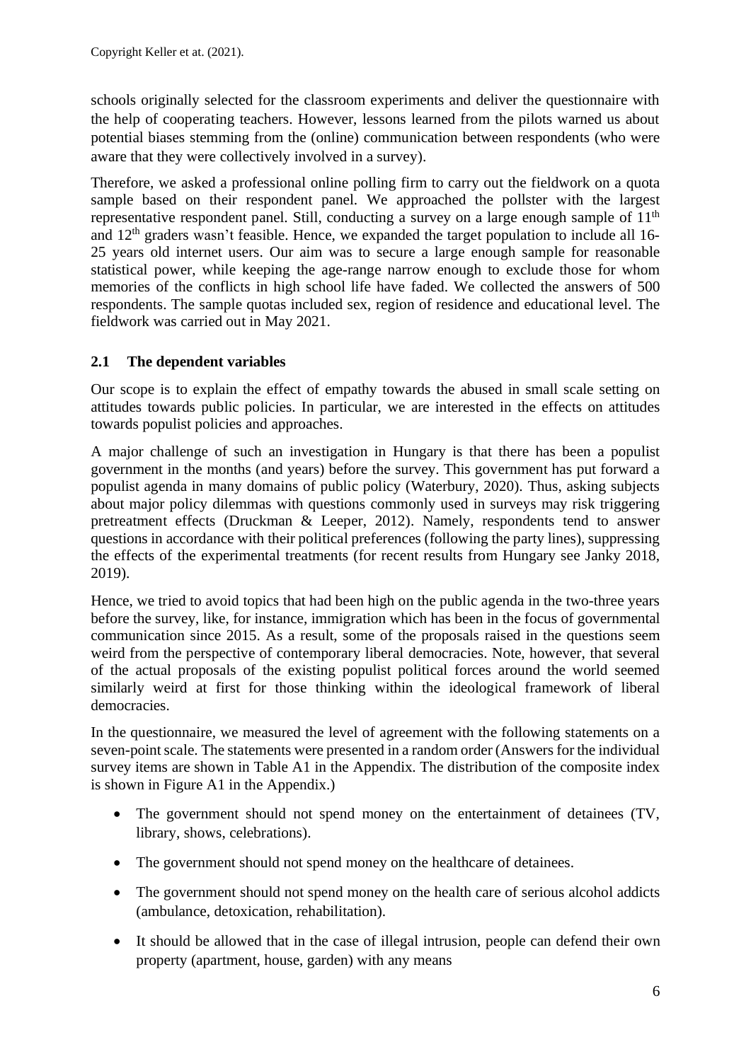schools originally selected for the classroom experiments and deliver the questionnaire with the help of cooperating teachers. However, lessons learned from the pilots warned us about potential biases stemming from the (online) communication between respondents (who were aware that they were collectively involved in a survey).

Therefore, we asked a professional online polling firm to carry out the fieldwork on a quota sample based on their respondent panel. We approached the pollster with the largest representative respondent panel. Still, conducting a survey on a large enough sample of $11^{th}$ and $12^{th}$ graders wasn't feasible. Hence, we expanded the target population to include all 16-25 years old internet users. Our aim was to secure a large enough sample for reasonable statistical power, while keeping the age-range narrow enough to exclude those for whom memories of the conflicts in high school life have faded. We collected the answers of 500 respondents. The sample quotas included sex, region of residence and educational level. The fieldwork was carried out in May 2021.

## 2.1 The dependent variables

Our scope is to explain the effect of empathy towards the abused in small scale setting on attitudes towards public policies. In particular, we are interested in the effects on attitudes towards populist policies and approaches.

A major challenge of such an investigation in Hungary is that there has been a populist government in the months (and years) before the survey. This government has put forward a populist agenda in many domains of public policy (Waterbury, 2020). Thus, asking subjects about major policy dilemmas with questions commonly used in surveys may risk triggering pretreatment effects (Druckman & Leeper, 2012). Namely, respondents tend to answer questions in accordance with their political preferences (following the party lines), suppressing the effects of the experimental treatments (for recent results from Hungary see Janky 2018, 2019).

Hence, we tried to avoid topics that had been high on the public agenda in the two-three years before the survey, like, for instance, immigration which has been in the focus of governmental communication since 2015. As a result, some of the proposals raised in the questions seem weird from the perspective of contemporary liberal democracies. Note, however, that several of the actual proposals of the existing populist political forces around the world seemed similarly weird at first for those thinking within the ideological framework of liberal democracies.

In the questionnaire, we measured the level of agreement with the following statements on a seven-point scale. The statements were presented in a random order (Answers for the individual survey items are shown in Table A1 in the Appendix. The distribution of the composite index is shown in Figure A1 in the Appendix.)

- The government should not spend money on the entertainment of detainees (TV, library, shows, celebrations).
- The government should not spend money on the healthcare of detainees.
- The government should not spend money on the health care of serious alcohol addicts (ambulance, detoxication, rehabilitation).
- It should be allowed that in the case of illegal intrusion, people can defend their own property (apartment, house, garden) with any means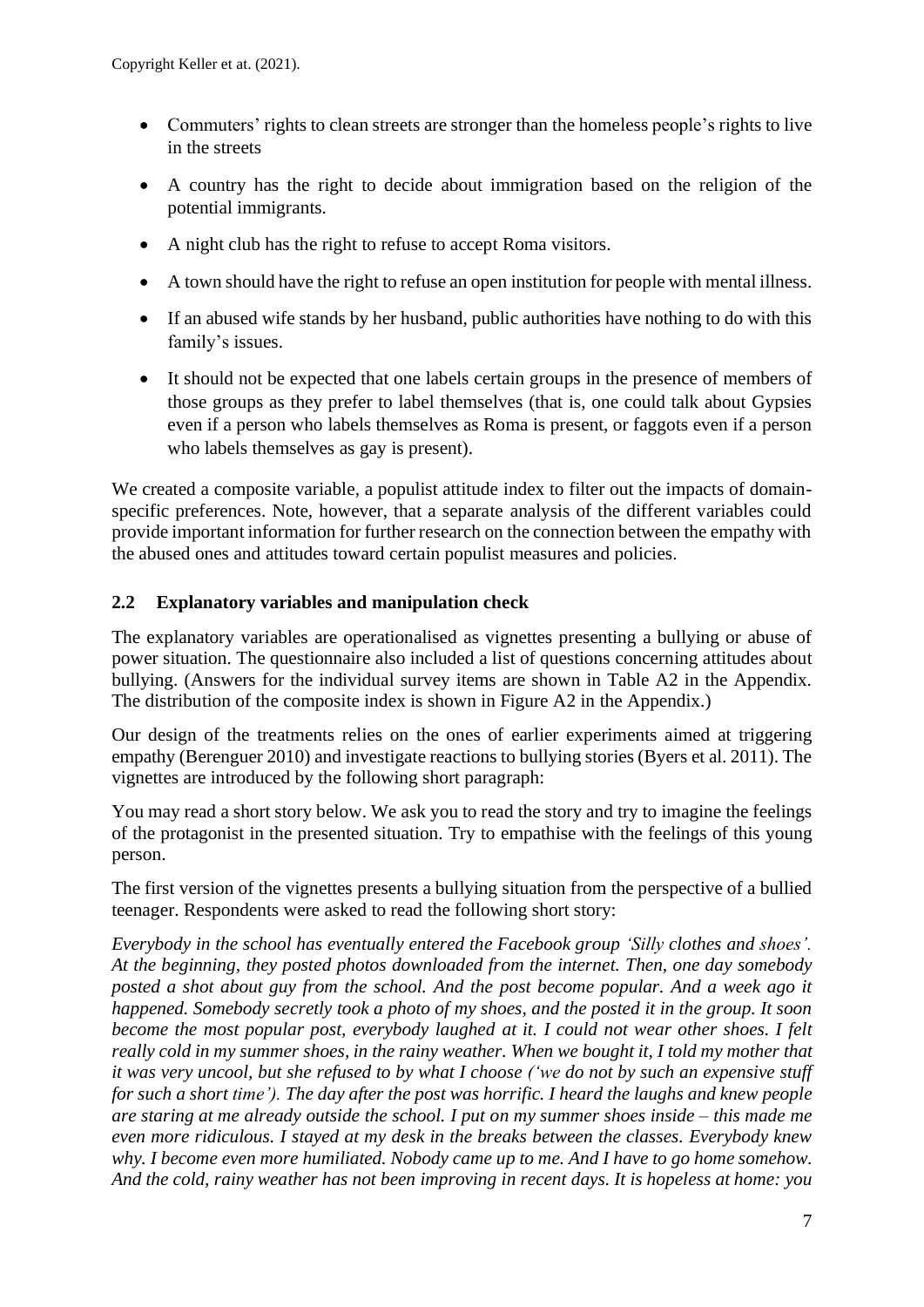- Commuters' rights to clean streets are stronger than the homeless people's rights to live in the streets
- A country has the right to decide about immigration based on the religion of the potential immigrants.
- A night club has the right to refuse to accept Roma visitors.
- A town should have the right to refuse an open institution for people with mental illness.
- If an abused wife stands by her husband, public authorities have nothing to do with this family's issues.
- It should not be expected that one labels certain groups in the presence of members of those groups as they prefer to label themselves (that is, one could talk about Gypsies even if a person who labels themselves as Roma is present, or faggots even if a person who labels themselves as gay is present).

We created a composite variable, a populist attitude index to filter out the impacts of domain-specific preferences. Note, however, that a separate analysis of the different variables could provide important information for further research on the connection between the empathy with the abused ones and attitudes toward certain populist measures and policies.

## 2.2 Explanatory variables and manipulation check

The explanatory variables are operationalised as vignettes presenting a bullying or abuse of power situation. The questionnaire also included a list of questions concerning attitudes about bullying. (Answers for the individual survey items are shown in Table A2 in the Appendix. The distribution of the composite index is shown in Figure A2 in the Appendix.)

Our design of the treatments relies on the ones of earlier experiments aimed at triggering empathy (Berenguer 2010) and investigate reactions to bullying stories (Byers et al. 2011). The vignettes are introduced by the following short paragraph:

You may read a short story below. We ask you to read the story and try to imagine the feelings of the protagonist in the presented situation. Try to empathise with the feelings of this young person.

The first version of the vignettes presents a bullying situation from the perspective of a bullied teenager. Respondents were asked to read the following short story:

*Everybody in the school has eventually entered the Facebook group 'Silly clothes and shoes'. At the beginning, they posted photos downloaded from the internet. Then, one day somebody posted a shot about guy from the school. And the post become popular. And a week ago it happened. Somebody secretly took a photo of my shoes, and the posted it in the group. It soon become the most popular post, everybody laughed at it. I could not wear other shoes. I felt really cold in my summer shoes, in the rainy weather. When we bought it, I told my mother that it was very uncool, but she refused to by what I choose ('we do not by such an expensive stuff for such a short time'). The day after the post was horrific. I heard the laughs and knew people are staring at me already outside the school. I put on my summer shoes inside – this made me even more ridiculous. I stayed at my desk in the breaks between the classes. Everybody knew why. I become even more humiliated. Nobody came up to me. And I have to go home somehow. And the cold, rainy weather has not been improving in recent days. It is hopeless at home: you*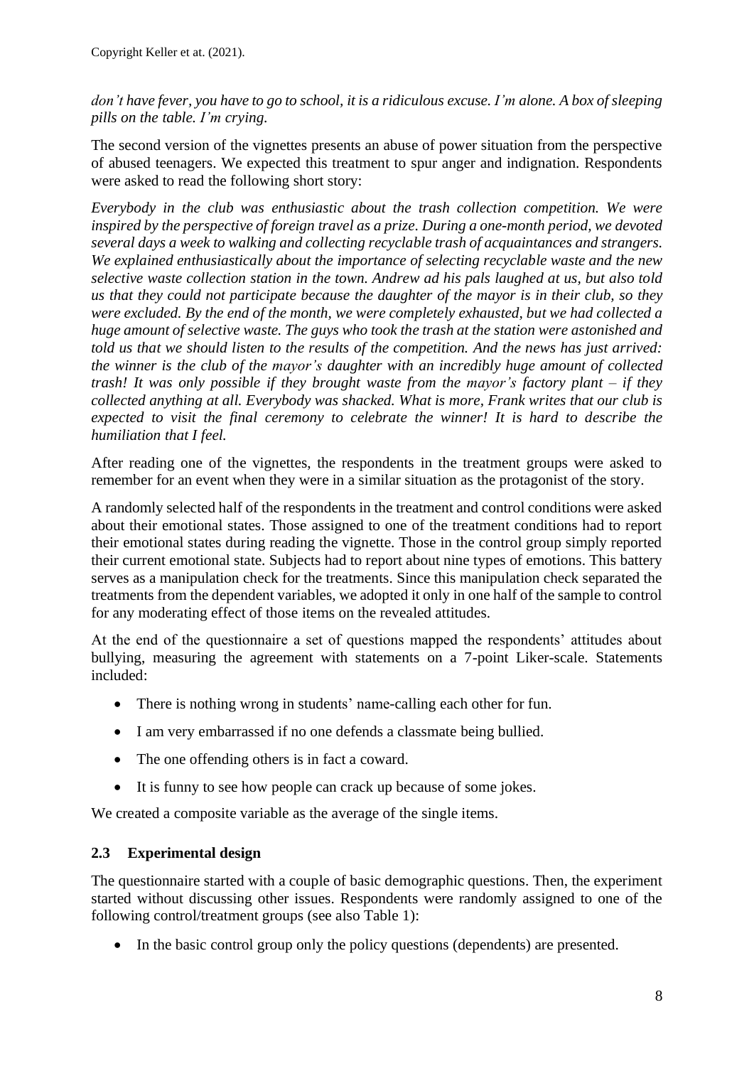*don't have fever, you have to go to school, it is a ridiculous excuse. I'm alone. A box of sleeping pills on the table. I'm crying.*

The second version of the vignettes presents an abuse of power situation from the perspective of abused teenagers. We expected this treatment to spur anger and indignation. Respondents were asked to read the following short story:

*Everybody in the club was enthusiastic about the trash collection competition. We were inspired by the perspective of foreign travel as a prize. During a one-month period, we devoted several days a week to walking and collecting recyclable trash of acquaintances and strangers. We explained enthusiastically about the importance of selecting recyclable waste and the new selective waste collection station in the town. Andrew ad his pals laughed at us, but also told us that they could not participate because the daughter of the mayor is in their club, so they were excluded. By the end of the month, we were completely exhausted, but we had collected a huge amount of selective waste. The guys who took the trash at the station were astonished and told us that we should listen to the results of the competition. And the news has just arrived: the winner is the club of the mayor's daughter with an incredibly huge amount of collected trash! It was only possible if they brought waste from the mayor's factory plant – if they collected anything at all. Everybody was shacked. What is more, Frank writes that our club is expected to visit the final ceremony to celebrate the winner! It is hard to describe the humiliation that I feel.*

After reading one of the vignettes, the respondents in the treatment groups were asked to remember for an event when they were in a similar situation as the protagonist of the story.

A randomly selected half of the respondents in the treatment and control conditions were asked about their emotional states. Those assigned to one of the treatment conditions had to report their emotional states during reading the vignette. Those in the control group simply reported their current emotional state. Subjects had to report about nine types of emotions. This battery serves as a manipulation check for the treatments. Since this manipulation check separated the treatments from the dependent variables, we adopted it only in one half of the sample to control for any moderating effect of those items on the revealed attitudes.

At the end of the questionnaire a set of questions mapped the respondents' attitudes about bullying, measuring the agreement with statements on a 7-point Liker-scale. Statements included:

- There is nothing wrong in students' name-calling each other for fun.
- I am very embarrassed if no one defends a classmate being bullied.
- The one offending others is in fact a coward.
- It is funny to see how people can crack up because of some jokes.

We created a composite variable as the average of the single items.

## 2.3 Experimental design

The questionnaire started with a couple of basic demographic questions. Then, the experiment started without discussing other issues. Respondents were randomly assigned to one of the following control/treatment groups (see also Table 1):

- In the basic control group only the policy questions (dependents) are presented.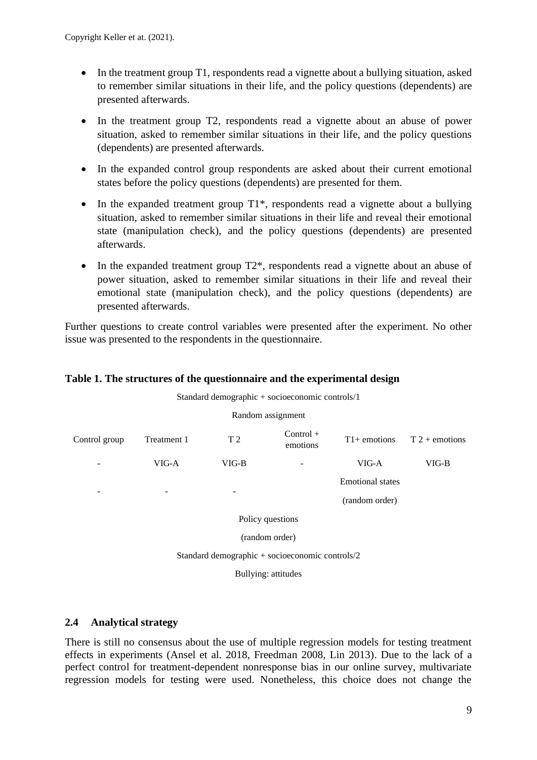- In the treatment group T1, respondents read a vignette about a bullying situation, asked to remember similar situations in their life, and the policy questions (dependents) are presented afterwards.
- In the treatment group T2, respondents read a vignette about an abuse of power situation, asked to remember similar situations in their life, and the policy questions (dependents) are presented afterwards.
- In the expanded control group respondents are asked about their current emotional states before the policy questions (dependents) are presented for them.
- In the expanded treatment group T1*, respondents read a vignette about a bullying situation, asked to remember similar situations in their life and reveal their emotional state (manipulation check), and the policy questions (dependents) are presented afterwards.
- In the expanded treatment group T2*, respondents read a vignette about an abuse of power situation, asked to remember similar situations in their life and reveal their emotional state (manipulation check), and the policy questions (dependents) are presented afterwards.

Further questions to create control variables were presented after the experiment. No other issue was presented to the respondents in the questionnaire.

**Table 1. The structures of the questionnaire and the experimental design**

| Standard demographic + socioeconomic controls/1 | | | | | |
|---|---|---|---|---|---|
| Random assignment | | | | | |
| Control group | Treatment 1 | T 2 | Control + emotions | T1+ emotions | T 2 + emotions |
| - | VIG-A | VIG-B | - | VIG-A | VIG-B |
| - | - | - | Emotional states (random order) | | |
| Policy questions (random order) | | | | | |
| Standard demographic + socioeconomic controls/2 | | | | | |
| Bullying: attitudes | | | | | |

## 2.4 Analytical strategy

There is still no consensus about the use of multiple regression models for testing treatment effects in experiments (Ansel et al. 2018, Freedman 2008, Lin 2013). Due to the lack of a perfect control for treatment-dependent nonresponse bias in our online survey, multivariate regression models for testing were used. Nonetheless, this choice does not change the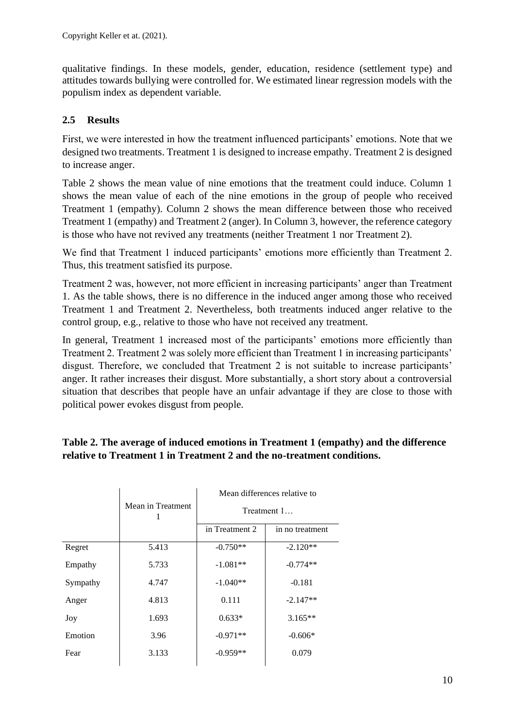qualitative findings. In these models, gender, education, residence (settlement type) and attitudes towards bullying were controlled for. We estimated linear regression models with the populism index as dependent variable.

### 2.5 Results

First, we were interested in how the treatment influenced participants' emotions. Note that we designed two treatments. Treatment 1 is designed to increase empathy. Treatment 2 is designed to increase anger.

Table 2 shows the mean value of nine emotions that the treatment could induce. Column 1 shows the mean value of each of the nine emotions in the group of people who received Treatment 1 (empathy). Column 2 shows the mean difference between those who received Treatment 1 (empathy) and Treatment 2 (anger). In Column 3, however, the reference category is those who have not revived any treatments (neither Treatment 1 nor Treatment 2).

We find that Treatment 1 induced participants' emotions more efficiently than Treatment 2. Thus, this treatment satisfied its purpose.

Treatment 2 was, however, not more efficient in increasing participants' anger than Treatment 1. As the table shows, there is no difference in the induced anger among those who received Treatment 1 and Treatment 2. Nevertheless, both treatments induced anger relative to the control group, e.g., relative to those who have not received any treatment.

In general, Treatment 1 increased most of the participants' emotions more efficiently than Treatment 2. Treatment 2 was solely more efficient than Treatment 1 in increasing participants' disgust. Therefore, we concluded that Treatment 2 is not suitable to increase participants' anger. It rather increases their disgust. More substantially, a short story about a controversial situation that describes that people have an unfair advantage if they are close to those with political power evokes disgust from people.

**Table 2. The average of induced emotions in Treatment 1 (empathy) and the difference relative to Treatment 1 in Treatment 2 and the no-treatment conditions.**

| | Mean in Treatment 1 | Mean differences relative to Treatment 1… | |
|---|---|---|---|
| | | in Treatment 2 | in no treatment |
| Regret | 5.413 | -0.750** | -2.120** |
| Empathy | 5.733 | -1.081** | -0.774** |
| Sympathy | 4.747 | -1.040** | -0.181 |
| Anger | 4.813 | 0.111 | -2.147** |
| Joy | 1.693 | 0.633* | 3.165** |
| Emotion | 3.96 | -0.971** | -0.606* |
| Fear | 3.133 | -0.959** | 0.079 |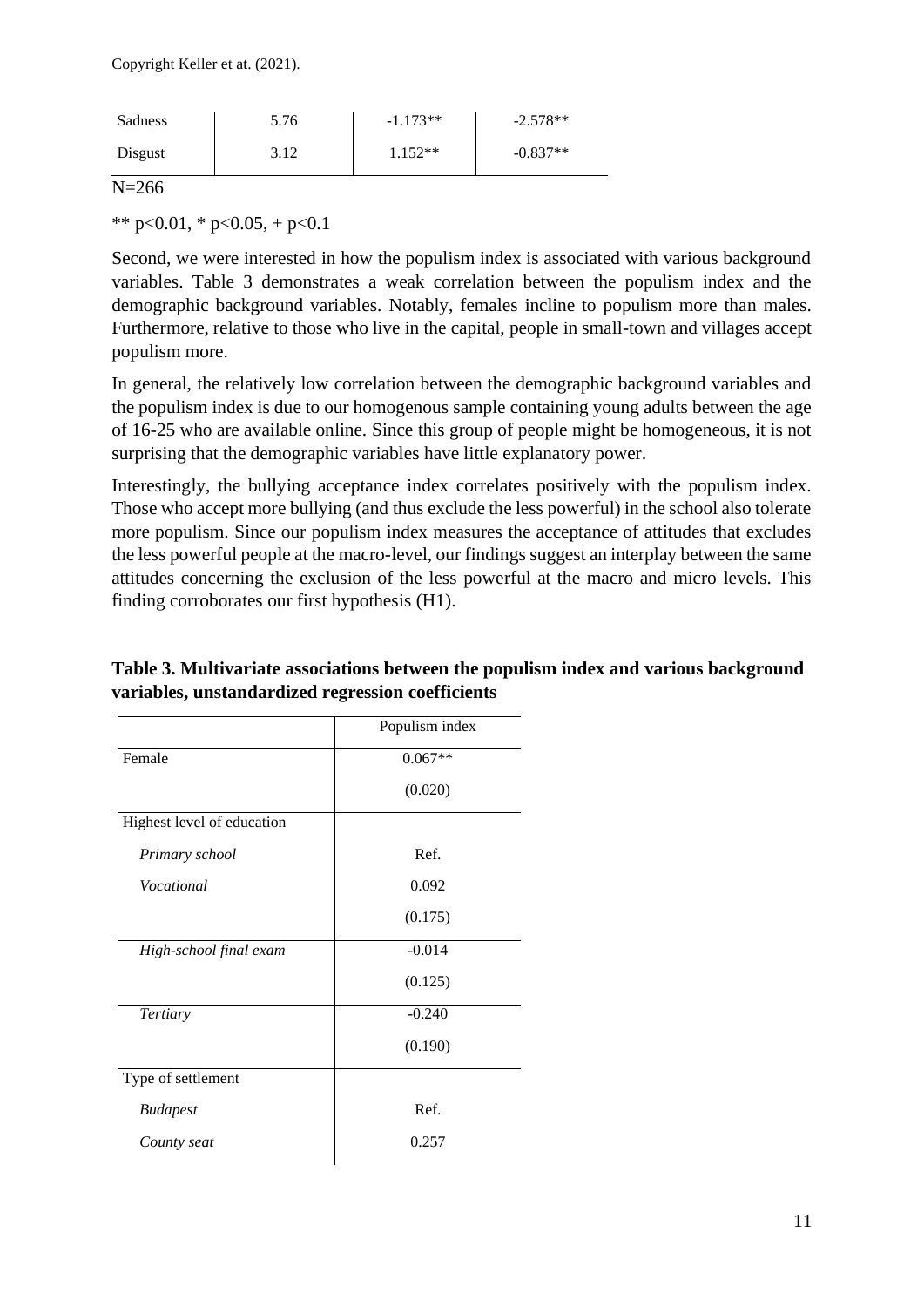Copyright Keller et at. (2021).

| | | | |
|---|---|---|---|
| Sadness | 5.76 | -1.173** | -2.578** |
| Disgust | 3.12 | 1.152** | -0.837** |

N=266

** p<0.01, * p<0.05, + p<0.1

Second, we were interested in how the populism index is associated with various background variables. Table 3 demonstrates a weak correlation between the populism index and the demographic background variables. Notably, females incline to populism more than males. Furthermore, relative to those who live in the capital, people in small-town and villages accept populism more.

In general, the relatively low correlation between the demographic background variables and the populism index is due to our homogenous sample containing young adults between the age of 16-25 who are available online. Since this group of people might be homogeneous, it is not surprising that the demographic variables have little explanatory power.

Interestingly, the bullying acceptance index correlates positively with the populism index. Those who accept more bullying (and thus exclude the less powerful) in the school also tolerate more populism. Since our populism index measures the acceptance of attitudes that excludes the less powerful people at the macro-level, our findings suggest an interplay between the same attitudes concerning the exclusion of the less powerful at the macro and micro levels. This finding corroborates our first hypothesis (H1).

**Table 3. Multivariate associations between the populism index and various background variables, unstandardized regression coefficients**

| | Populism index |
|---|---|
| Female | 0.067** |
| | (0.020) |
| Highest level of education | |
| *Primary school* | Ref. |
| *Vocational* | 0.092 |
| | (0.175) |
| *High-school final exam* | -0.014 |
| | (0.125) |
| *Tertiary* | -0.240 |
| | (0.190) |
| Type of settlement | |
| *Budapest* | Ref. |
| *County seat* | 0.257 |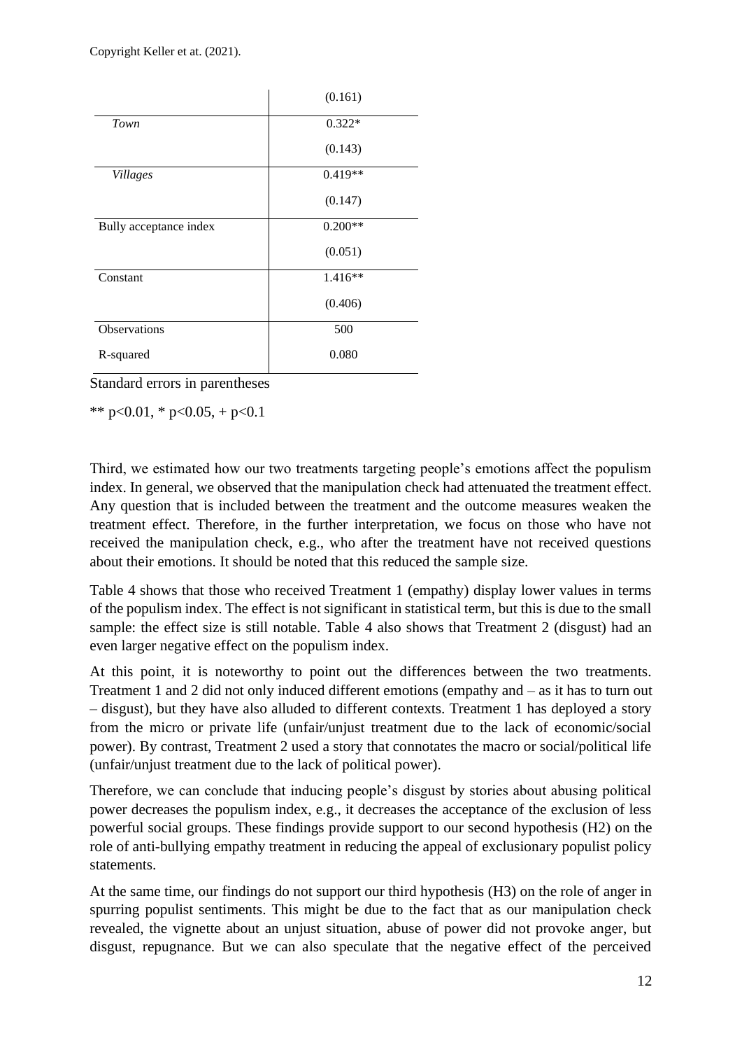|  | (0.161) |
| --- | --- |
| *Town* | 0.322* |
|  | (0.143) |
| *Villages* | 0.419** |
|  | (0.147) |
| Bully acceptance index | 0.200** |
|  | (0.051) |
| Constant | 1.416** |
|  | (0.406) |
| Observations | 500 |
| R-squared | 0.080 |

Standard errors in parentheses

** p<0.01, * p<0.05, + p<0.1

Third, we estimated how our two treatments targeting people's emotions affect the populism index. In general, we observed that the manipulation check had attenuated the treatment effect. Any question that is included between the treatment and the outcome measures weaken the treatment effect. Therefore, in the further interpretation, we focus on those who have not received the manipulation check, e.g., who after the treatment have not received questions about their emotions. It should be noted that this reduced the sample size.

Table 4 shows that those who received Treatment 1 (empathy) display lower values in terms of the populism index. The effect is not significant in statistical term, but this is due to the small sample: the effect size is still notable. Table 4 also shows that Treatment 2 (disgust) had an even larger negative effect on the populism index.

At this point, it is noteworthy to point out the differences between the two treatments. Treatment 1 and 2 did not only induced different emotions (empathy and – as it has to turn out – disgust), but they have also alluded to different contexts. Treatment 1 has deployed a story from the micro or private life (unfair/unjust treatment due to the lack of economic/social power). By contrast, Treatment 2 used a story that connotates the macro or social/political life (unfair/unjust treatment due to the lack of political power).

Therefore, we can conclude that inducing people's disgust by stories about abusing political power decreases the populism index, e.g., it decreases the acceptance of the exclusion of less powerful social groups. These findings provide support to our second hypothesis (H2) on the role of anti-bullying empathy treatment in reducing the appeal of exclusionary populist policy statements.

At the same time, our findings do not support our third hypothesis (H3) on the role of anger in spurring populist sentiments. This might be due to the fact that as our manipulation check revealed, the vignette about an unjust situation, abuse of power did not provoke anger, but disgust, repugnance. But we can also speculate that the negative effect of the perceived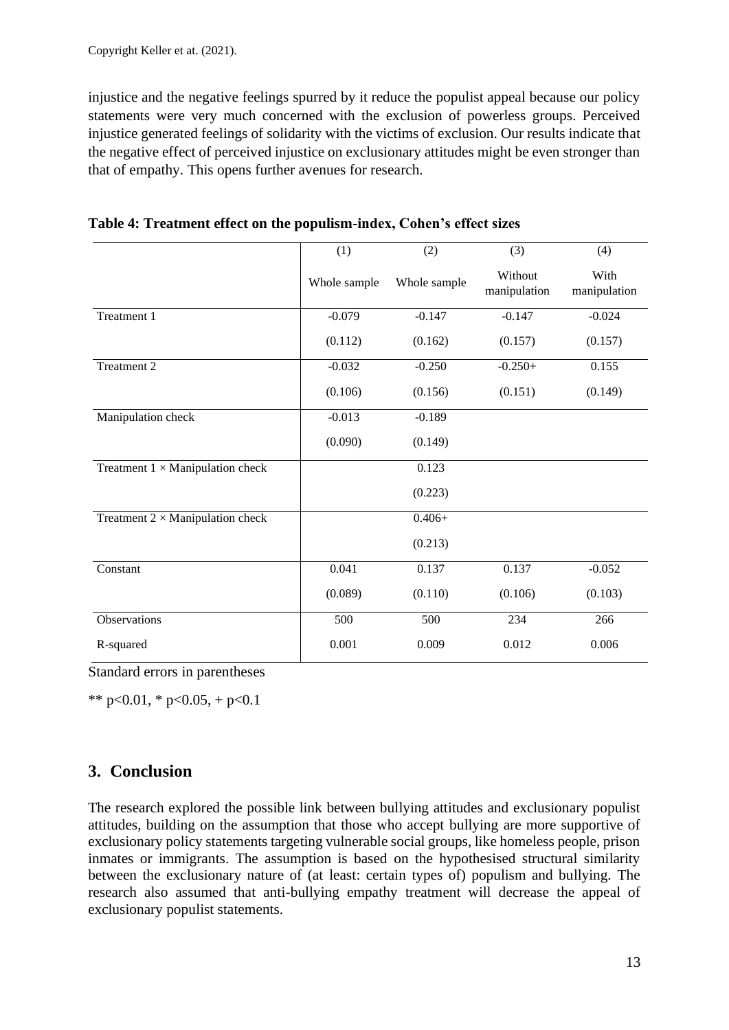injustice and the negative feelings spurred by it reduce the populist appeal because our policy statements were very much concerned with the exclusion of powerless groups. Perceived injustice generated feelings of solidarity with the victims of exclusion. Our results indicate that the negative effect of perceived injustice on exclusionary attitudes might be even stronger than that of empathy. This opens further avenues for research.

**Table 4: Treatment effect on the populism-index, Cohen's effect sizes**

| | (1) | (2) | (3) | (4) |
|---|---|---|---|---|
| | Whole sample | Whole sample | Without manipulation | With manipulation |
| Treatment 1 | -0.079 | -0.147 | -0.147 | -0.024 |
| | (0.112) | (0.162) | (0.157) | (0.157) |
| Treatment 2 | -0.032 | -0.250 | -0.250+ | 0.155 |
| | (0.106) | (0.156) | (0.151) | (0.149) |
| Manipulation check | -0.013 | -0.189 | | |
| | (0.090) | (0.149) | | |
| Treatment 1 × Manipulation check | | 0.123 | | |
| | | (0.223) | | |
| Treatment 2 × Manipulation check | | 0.406+ | | |
| | | (0.213) | | |
| Constant | 0.041 | 0.137 | 0.137 | -0.052 |
| | (0.089) | (0.110) | (0.106) | (0.103) |
| Observations | 500 | 500 | 234 | 266 |
| R-squared | 0.001 | 0.009 | 0.012 | 0.006 |

Standard errors in parentheses

** $p<0.01$, * $p<0.05$, + $p<0.1$

## 3. Conclusion

The research explored the possible link between bullying attitudes and exclusionary populist attitudes, building on the assumption that those who accept bullying are more supportive of exclusionary policy statements targeting vulnerable social groups, like homeless people, prison inmates or immigrants. The assumption is based on the hypothesised structural similarity between the exclusionary nature of (at least: certain types of) populism and bullying. The research also assumed that anti-bullying empathy treatment will decrease the appeal of exclusionary populist statements.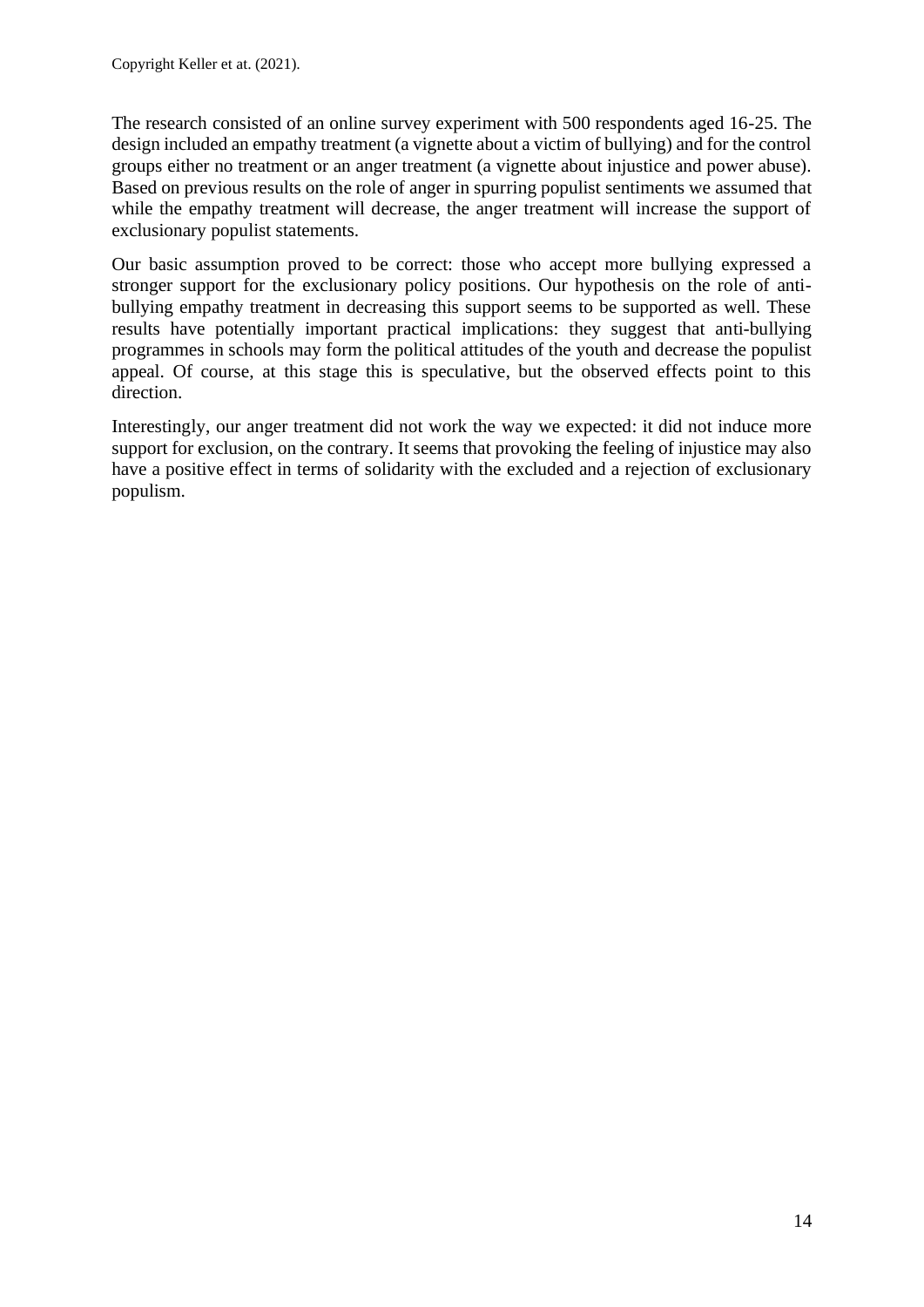The research consisted of an online survey experiment with 500 respondents aged 16-25. The design included an empathy treatment (a vignette about a victim of bullying) and for the control groups either no treatment or an anger treatment (a vignette about injustice and power abuse). Based on previous results on the role of anger in spurring populist sentiments we assumed that while the empathy treatment will decrease, the anger treatment will increase the support of exclusionary populist statements.

Our basic assumption proved to be correct: those who accept more bullying expressed a stronger support for the exclusionary policy positions. Our hypothesis on the role of anti-bullying empathy treatment in decreasing this support seems to be supported as well. These results have potentially important practical implications: they suggest that anti-bullying programmes in schools may form the political attitudes of the youth and decrease the populist appeal. Of course, at this stage this is speculative, but the observed effects point to this direction.

Interestingly, our anger treatment did not work the way we expected: it did not induce more support for exclusion, on the contrary. It seems that provoking the feeling of injustice may also have a positive effect in terms of solidarity with the excluded and a rejection of exclusionary populism.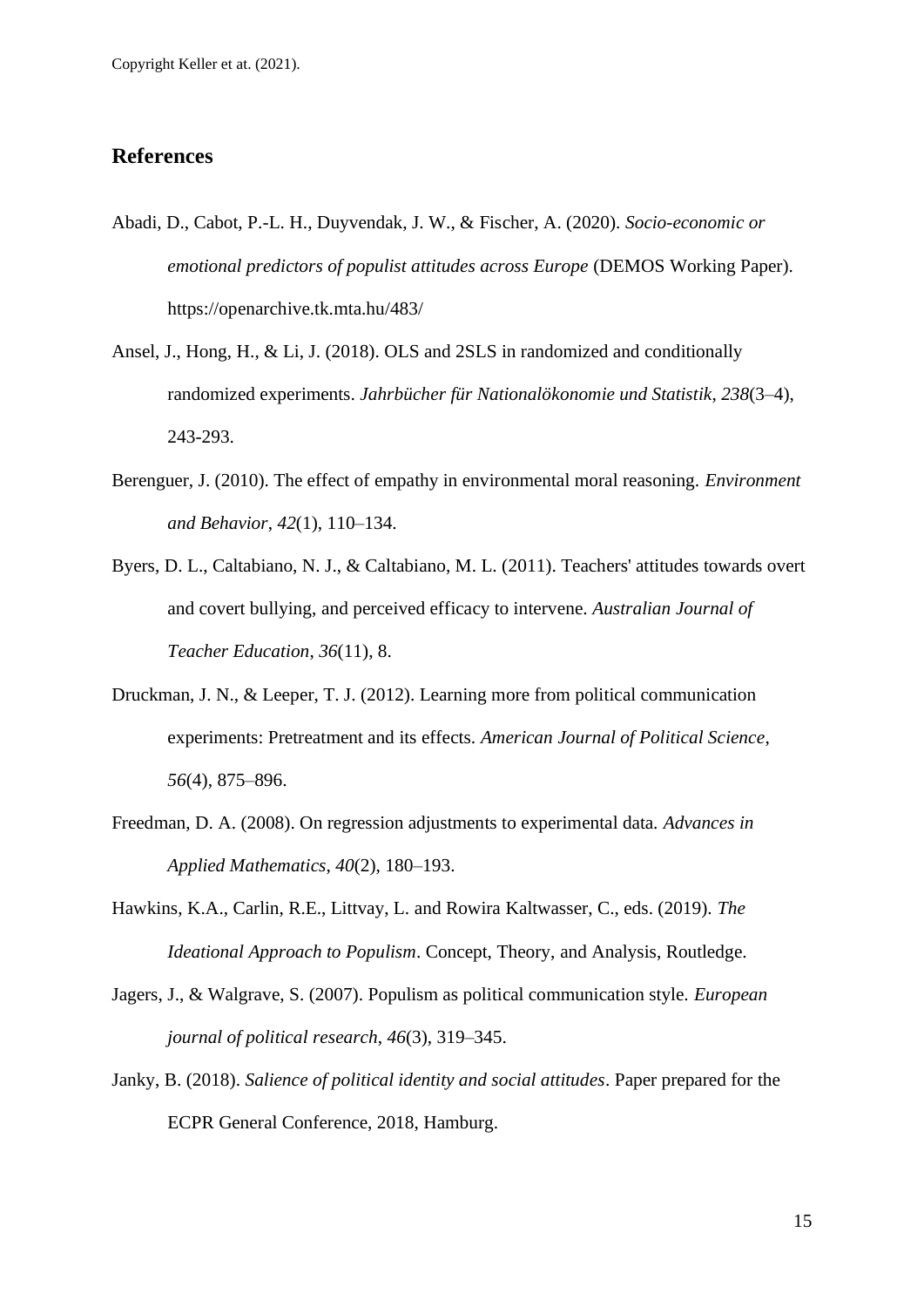## References

Abadi, D., Cabot, P.-L. H., Duyvendak, J. W., & Fischer, A. (2020). *Socio-economic or emotional predictors of populist attitudes across Europe* (DEMOS Working Paper). https://openarchive.tk.mta.hu/483/

Ansel, J., Hong, H., & Li, J. (2018). OLS and 2SLS in randomized and conditionally randomized experiments. *Jahrbücher für Nationalökonomie und Statistik*, *238*(3–4), 243-293.

Berenguer, J. (2010). The effect of empathy in environmental moral reasoning. *Environment and Behavior*, *42*(1), 110–134.

Byers, D. L., Caltabiano, N. J., & Caltabiano, M. L. (2011). Teachers' attitudes towards overt and covert bullying, and perceived efficacy to intervene. *Australian Journal of Teacher Education*, *36*(11), 8.

Druckman, J. N., & Leeper, T. J. (2012). Learning more from political communication experiments: Pretreatment and its effects. *American Journal of Political Science*, *56*(4), 875–896.

Freedman, D. A. (2008). On regression adjustments to experimental data. *Advances in Applied Mathematics*, *40*(2), 180–193.

Hawkins, K.A., Carlin, R.E., Littvay, L. and Rowira Kaltwasser, C., eds. (2019). *The Ideational Approach to Populism*. Concept, Theory, and Analysis, Routledge.

Jagers, J., & Walgrave, S. (2007). Populism as political communication style. *European journal of political research*, *46*(3), 319–345.

Janky, B. (2018). *Salience of political identity and social attitudes*. Paper prepared for the ECPR General Conference, 2018, Hamburg.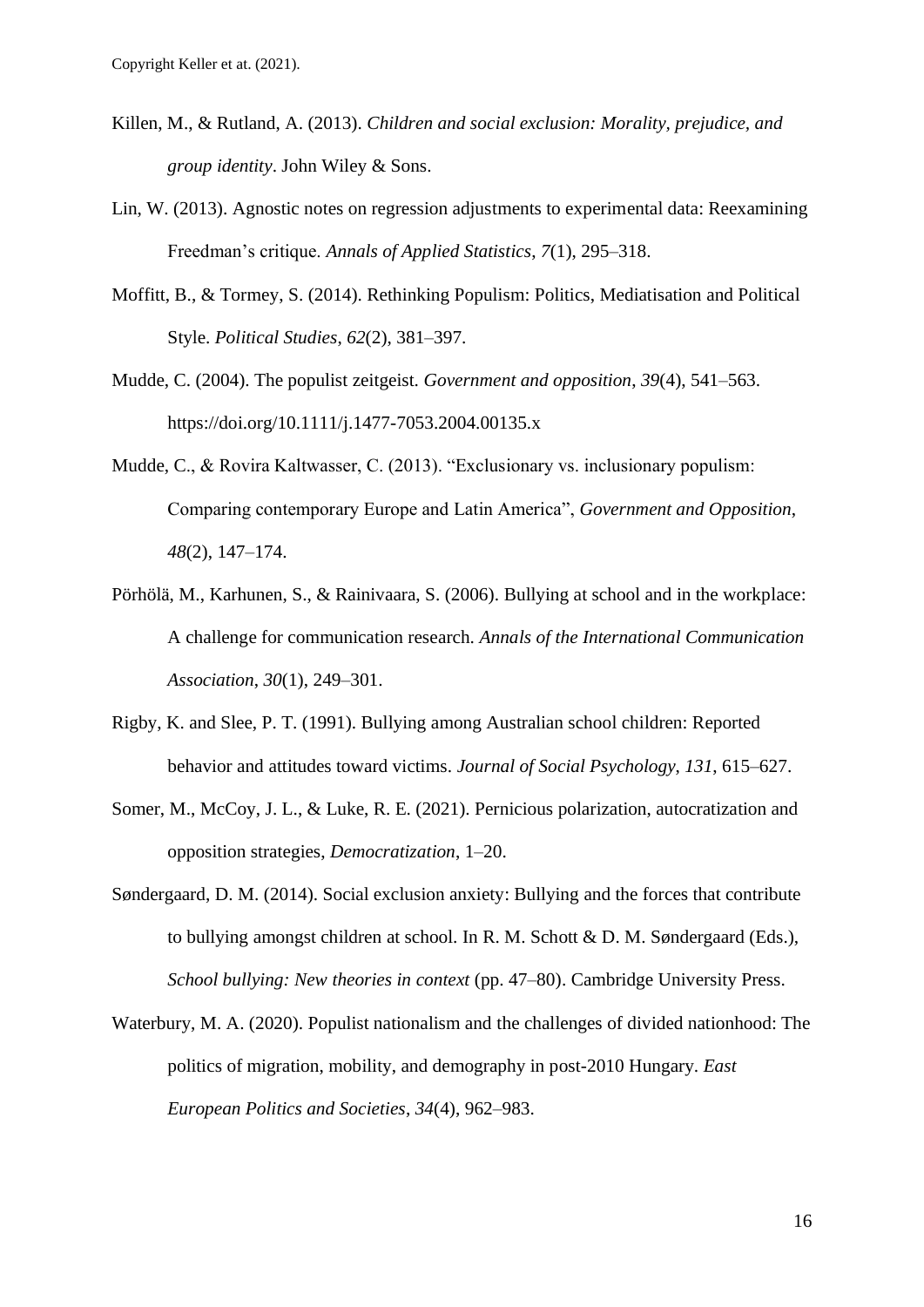Killen, M., & Rutland, A. (2013). *Children and social exclusion: Morality, prejudice, and group identity*. John Wiley & Sons.

Lin, W. (2013). Agnostic notes on regression adjustments to experimental data: Reexamining Freedman's critique. *Annals of Applied Statistics*, *7*(1), 295–318.

Moffitt, B., & Tormey, S. (2014). Rethinking Populism: Politics, Mediatisation and Political Style. *Political Studies*, *62*(2), 381–397.

Mudde, C. (2004). The populist zeitgeist. *Government and opposition*, *39*(4), 541–563. https://doi.org/10.1111/j.1477-7053.2004.00135.x

Mudde, C., & Rovira Kaltwasser, C. (2013). "Exclusionary vs. inclusionary populism: Comparing contemporary Europe and Latin America", *Government and Opposition*, *48*(2), 147–174.

Pörhölä, M., Karhunen, S., & Rainivaara, S. (2006). Bullying at school and in the workplace: A challenge for communication research. *Annals of the International Communication Association*, *30*(1), 249–301.

Rigby, K. and Slee, P. T. (1991). Bullying among Australian school children: Reported behavior and attitudes toward victims. *Journal of Social Psychology*, *131*, 615–627.

Somer, M., McCoy, J. L., & Luke, R. E. (2021). Pernicious polarization, autocratization and opposition strategies, *Democratization*, 1–20.

Søndergaard, D. M. (2014). Social exclusion anxiety: Bullying and the forces that contribute to bullying amongst children at school. In R. M. Schott & D. M. Søndergaard (Eds.), *School bullying: New theories in context* (pp. 47–80). Cambridge University Press.

Waterbury, M. A. (2020). Populist nationalism and the challenges of divided nationhood: The politics of migration, mobility, and demography in post-2010 Hungary. *East European Politics and Societies*, *34*(4), 962–983.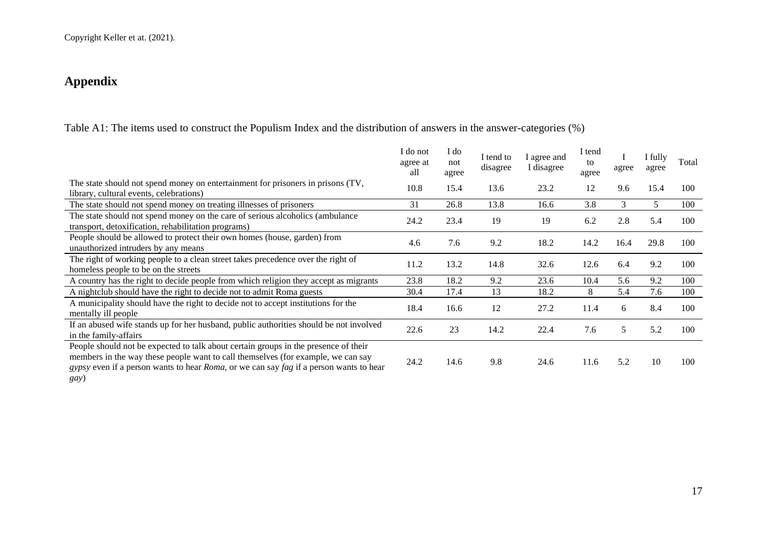Copyright Keller et at. (2021).

# Appendix

Table A1: The items used to construct the Populism Index and the distribution of answers in the answer-categories (%)

| | I do not agree at all | I do not agree | I tend to disagree | I agree and I disagree | I tend to agree | I agree | I fully agree | Total |
|---|---|---|---|---|---|---|---|---|
| The state should not spend money on entertainment for prisoners in prisons (TV, library, cultural events, celebrations) | 10.8 | 15.4 | 13.6 | 23.2 | 12 | 9.6 | 15.4 | 100 |
| The state should not spend money on treating illnesses of prisoners | 31 | 26.8 | 13.8 | 16.6 | 3.8 | 3 | 5 | 100 |
| The state should not spend money on the care of serious alcoholics (ambulance transport, detoxification, rehabilitation programs) | 24.2 | 23.4 | 19 | 19 | 6.2 | 2.8 | 5.4 | 100 |
| People should be allowed to protect their own homes (house, garden) from unauthorized intruders by any means | 4.6 | 7.6 | 9.2 | 18.2 | 14.2 | 16.4 | 29.8 | 100 |
| The right of working people to a clean street takes precedence over the right of homeless people to be on the streets | 11.2 | 13.2 | 14.8 | 32.6 | 12.6 | 6.4 | 9.2 | 100 |
| A country has the right to decide people from which religion they accept as migrants | 23.8 | 18.2 | 9.2 | 23.6 | 10.4 | 5.6 | 9.2 | 100 |
| A nightclub should have the right to decide not to admit Roma guests | 30.4 | 17.4 | 13 | 18.2 | 8 | 5.4 | 7.6 | 100 |
| A municipality should have the right to decide not to accept institutions for the mentally ill people | 18.4 | 16.6 | 12 | 27.2 | 11.4 | 6 | 8.4 | 100 |
| If an abused wife stands up for her husband, public authorities should be not involved in the family-affairs | 22.6 | 23 | 14.2 | 22.4 | 7.6 | 5 | 5.2 | 100 |
| People should not be expected to talk about certain groups in the presence of their members in the way these people want to call themselves (for example, we can say *gypsy* even if a person wants to hear *Roma*, or we can say *fag* if a person wants to hear *gay*) | 24.2 | 14.6 | 9.8 | 24.6 | 11.6 | 5.2 | 10 | 100 |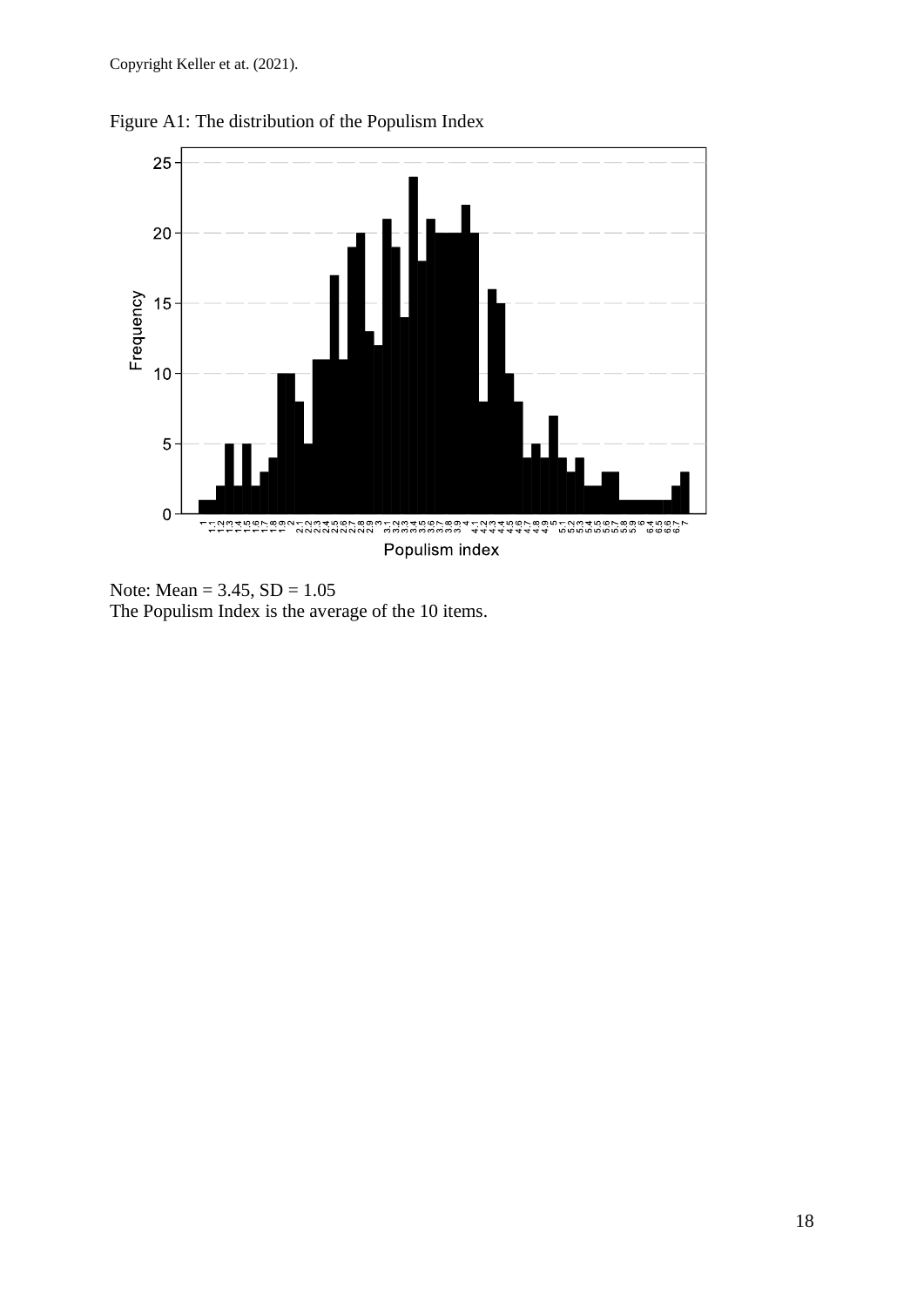Copyright Keller et at. (2021).

Figure A1: The distribution of the Populism Index

Note: Mean = 3.45, SD = 1.05
The Populism Index is the average of the 10 items.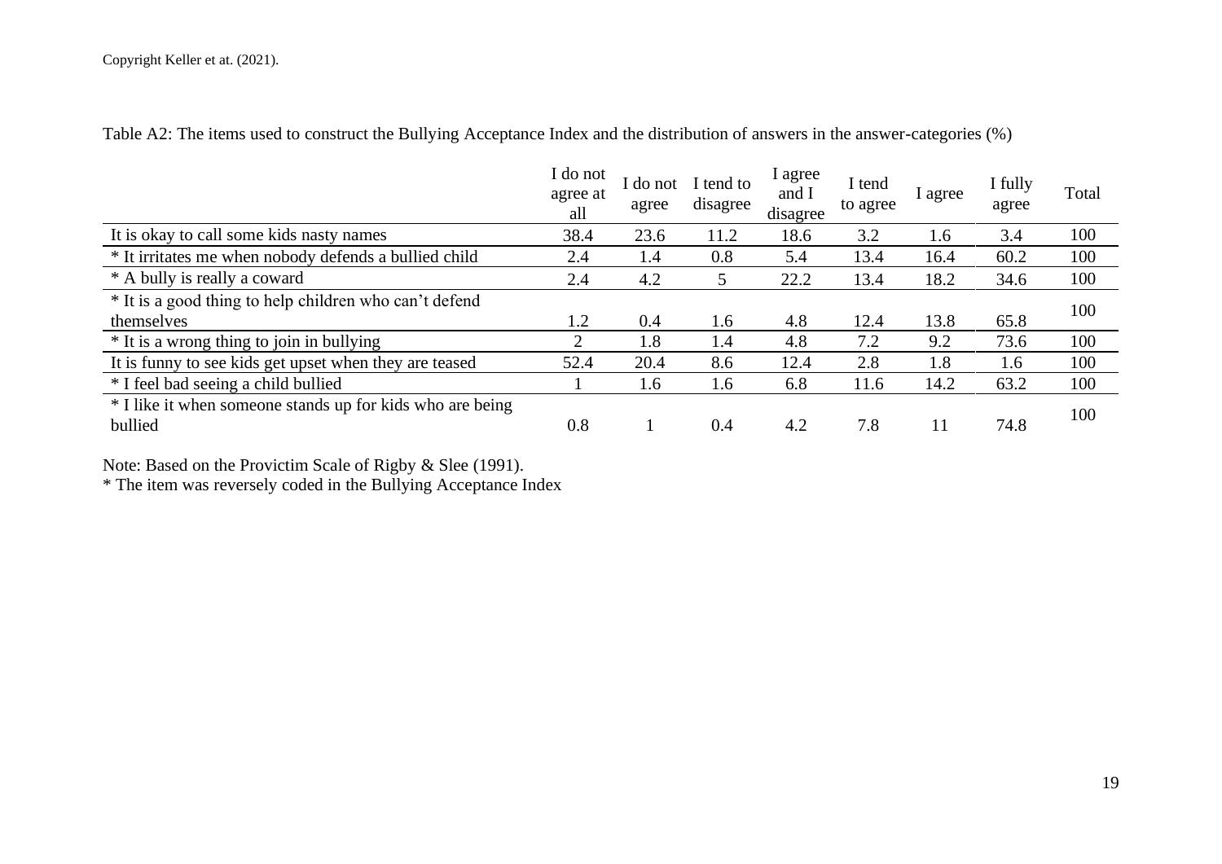Copyright Keller et at. (2021).

Table A2: The items used to construct the Bullying Acceptance Index and the distribution of answers in the answer-categories (%)

| | I do not agree at all | I do not agree | I tend to disagree | I agree and I disagree | I tend to agree | I agree | I fully agree | Total |
|---|---|---|---|---|---|---|---|---|
| It is okay to call some kids nasty names | 38.4 | 23.6 | 11.2 | 18.6 | 3.2 | 1.6 | 3.4 | 100 |
| * It irritates me when nobody defends a bullied child | 2.4 | 1.4 | 0.8 | 5.4 | 13.4 | 16.4 | 60.2 | 100 |
| * A bully is really a coward | 2.4 | 4.2 | 5 | 22.2 | 13.4 | 18.2 | 34.6 | 100 |
| * It is a good thing to help children who can't defend themselves | 1.2 | 0.4 | 1.6 | 4.8 | 12.4 | 13.8 | 65.8 | 100 |
| * It is a wrong thing to join in bullying | 2 | 1.8 | 1.4 | 4.8 | 7.2 | 9.2 | 73.6 | 100 |
| It is funny to see kids get upset when they are teased | 52.4 | 20.4 | 8.6 | 12.4 | 2.8 | 1.8 | 1.6 | 100 |
| * I feel bad seeing a child bullied | 1 | 1.6 | 1.6 | 6.8 | 11.6 | 14.2 | 63.2 | 100 |
| * I like it when someone stands up for kids who are being bullied | 0.8 | 1 | 0.4 | 4.2 | 7.8 | 11 | 74.8 | 100 |

Note: Based on the Provictim Scale of Rigby & Slee (1991).
* The item was reversely coded in the Bullying Acceptance Index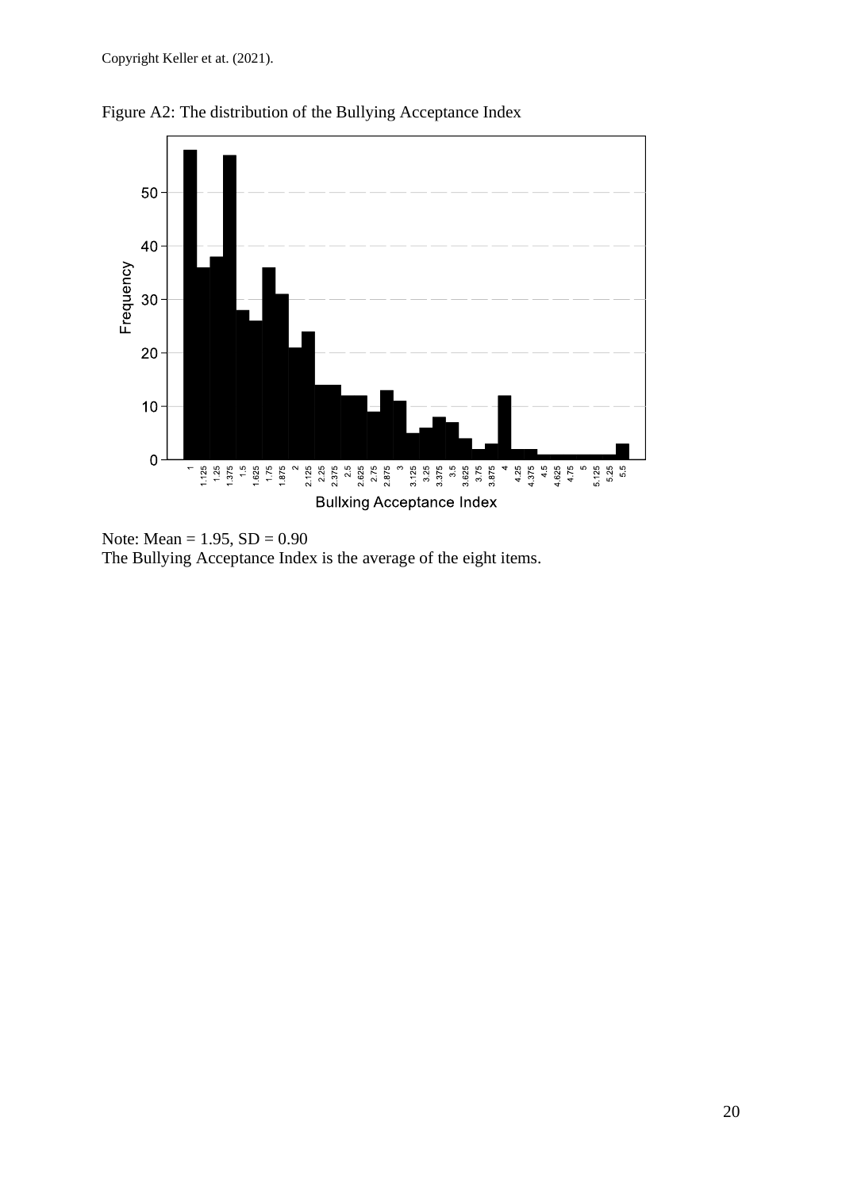Figure A2: The distribution of the Bullying Acceptance Index

Frequency

0
10
20
30
40
50

1
1.125
1.25
1.375
1.5
1.625
1.75
1.875
2
2.125
2.25
2.375
2.5
2.625
2.75
2.875
3
3.125
3.25
3.375
3.5
3.625
3.75
3.875
4
4.25
4.375
4.5
4.625
4.75
5
5.125
5.25
5.5

Bullxing Acceptance Index

Note: Mean = 1.95, SD = 0.90
The Bullying Acceptance Index is the average of the eight items.